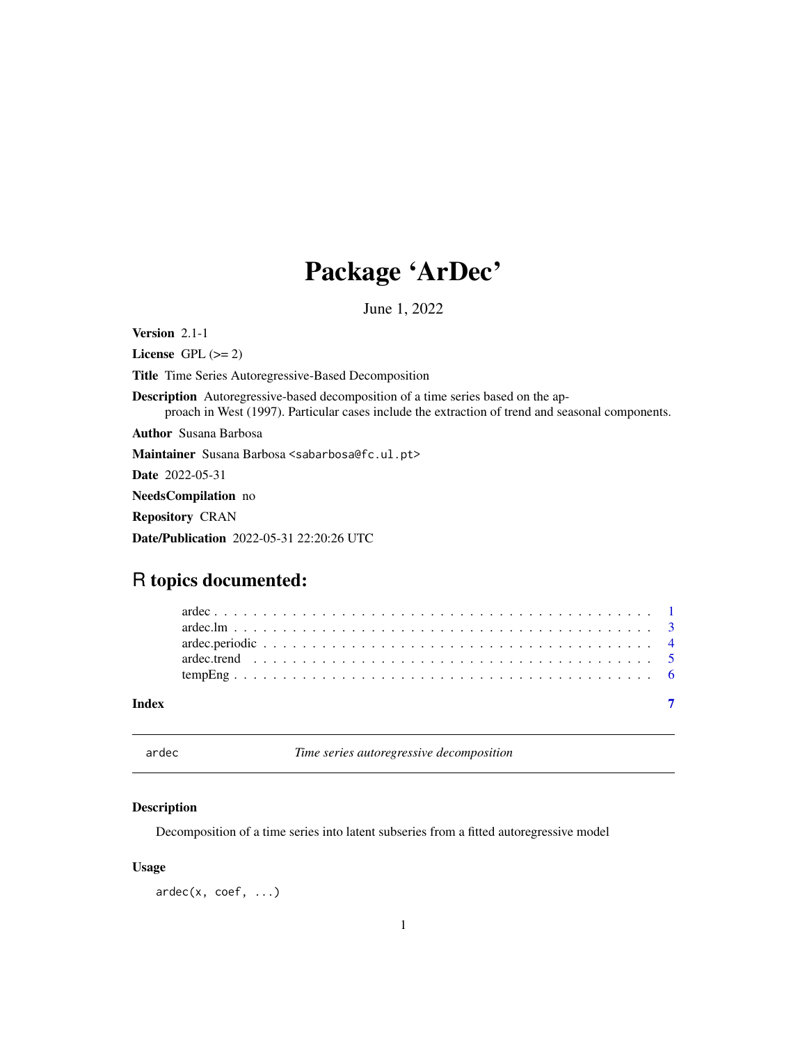# Package ‘ArDec’

June 1, 2022

**Version** 2.1-1

**License** GPL (>= 2)

**Title** Time Series Autoregressive-Based Decomposition

**Description** Autoregressive-based decomposition of a time series based on the approach in West (1997). Particular cases include the extraction of trend and seasonal components.

**Author** Susana Barbosa

**Maintainer** Susana Barbosa <sabarbosa@fc.ul.pt>

**Date** 2022-05-31

**NeedsCompilation** no

**Repository** CRAN

**Date/Publication** 2022-05-31 22:20:26 UTC

## R topics documented:

| | |
|---|---|
| ardec | 1 |
| ardec.lm | 3 |
| ardec.periodic | 4 |
| ardec.trend | 5 |
| tempEng | 6 |
| **Index** | **7** |

---

ardec    *Time series autoregressive decomposition*

---

### Description

Decomposition of a time series into latent subseries from a fitted autoregressive model

### Usage

```
ardec(x, coef, ...)
```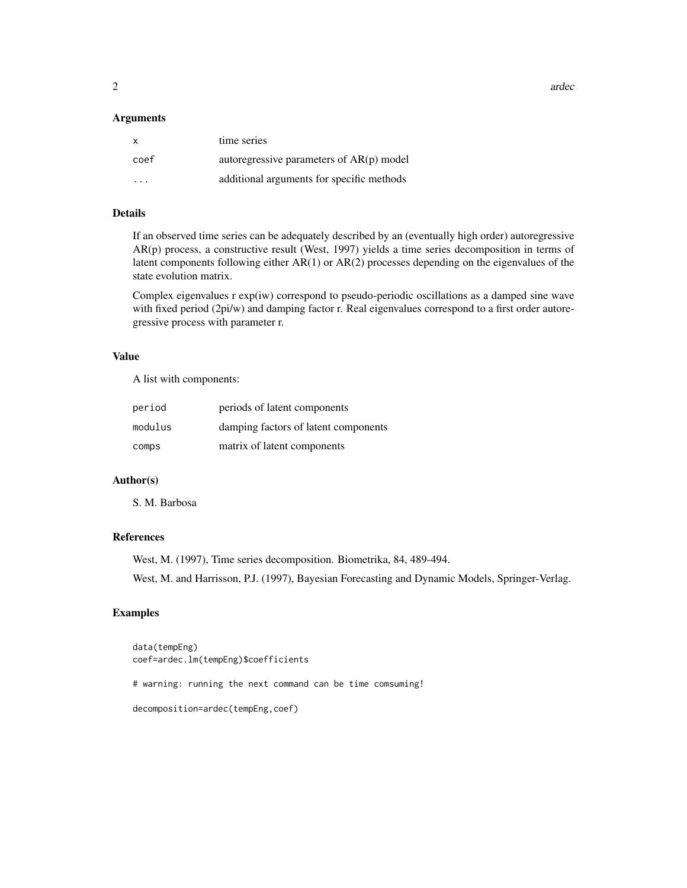## Arguments

| | |
|---|---|
| x | time series |
| coef | autoregressive parameters of AR(p) model |
| ... | additional arguments for specific methods |

## Details

If an observed time series can be adequately described by an (eventually high order) autoregressive AR(p) process, a constructive result (West, 1997) yields a time series decomposition in terms of latent components following either AR(1) or AR(2) processes depending on the eigenvalues of the state evolution matrix.

Complex eigenvalues r exp(iw) correspond to pseudo-periodic oscillations as a damped sine wave with fixed period (2pi/w) and damping factor r. Real eigenvalues correspond to a first order autoregressive process with parameter r.

## Value

A list with components:

| | |
|---|---|
| period | periods of latent components |
| modulus | damping factors of latent components |
| comps | matrix of latent components |

## Author(s)

S. M. Barbosa

## References

West, M. (1997), Time series decomposition. Biometrika, 84, 489-494.

West, M. and Harrisson, P.J. (1997), Bayesian Forecasting and Dynamic Models, Springer-Verlag.

## Examples

```
data(tempEng)
coef=ardec.lm(tempEng)$coefficients

# warning: running the next command can be time comsuming!

decomposition=ardec(tempEng,coef)
```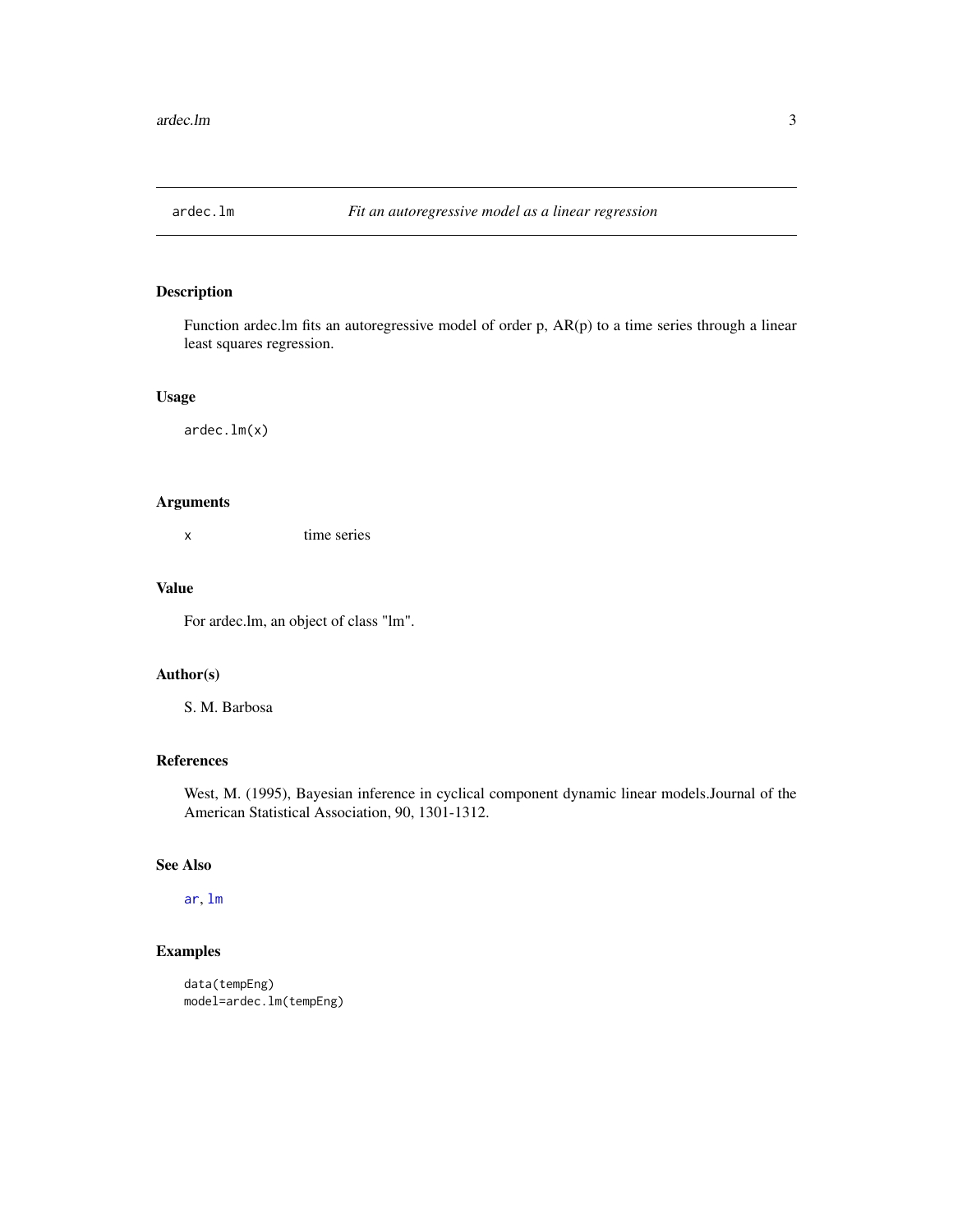ardec.lm *Fit an autoregressive model as a linear regression*

## Description

Function ardec.lm fits an autoregressive model of order p, AR(p) to a time series through a linear least squares regression.

## Usage

```
ardec.lm(x)
```

## Arguments

| | |
|---|---|
| x | time series |

## Value

For ardec.lm, an object of class "lm".

## Author(s)

S. M. Barbosa

## References

West, M. (1995), Bayesian inference in cyclical component dynamic linear models.Journal of the American Statistical Association, 90, 1301-1312.

## See Also

ar, lm

## Examples

```
data(tempEng)
model=ardec.lm(tempEng)
```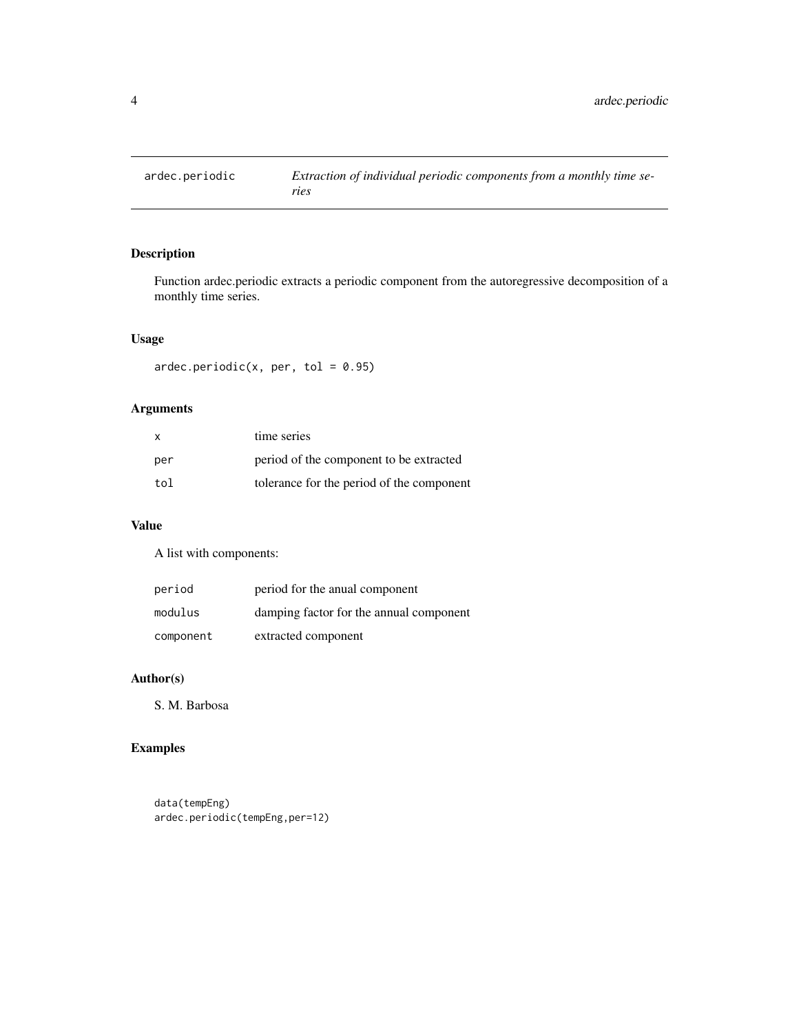## ardec.periodic — *Extraction of individual periodic components from a monthly time series*

### Description

Function ardec.periodic extracts a periodic component from the autoregressive decomposition of a monthly time series.

### Usage

```
ardec.periodic(x, per, tol = 0.95)
```

### Arguments

| | |
|---|---|
| x | time series |
| per | period of the component to be extracted |
| tol | tolerance for the period of the component |

### Value

A list with components:

| | |
|---|---|
| period | period for the anual component |
| modulus | damping factor for the annual component |
| component | extracted component |

### Author(s)

S. M. Barbosa

### Examples

```
data(tempEng)
ardec.periodic(tempEng,per=12)
```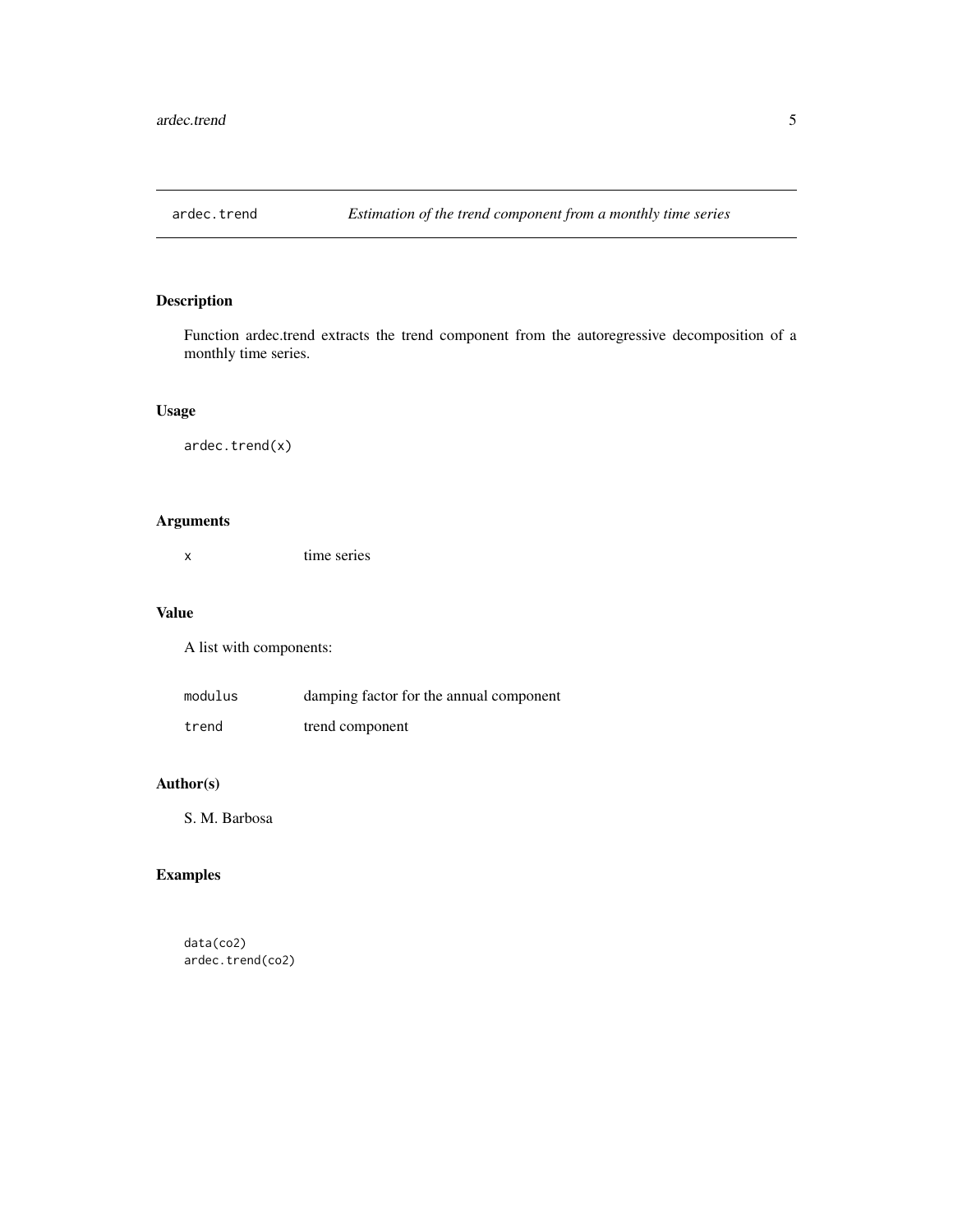`ardec.trend` *Estimation of the trend component from a monthly time series*

## Description

Function ardec.trend extracts the trend component from the autoregressive decomposition of a monthly time series.

## Usage

```
ardec.trend(x)
```

## Arguments

| | |
|---|---|
| `x` | time series |

## Value

A list with components:

| | |
|---|---|
| `modulus` | damping factor for the annual component |
| `trend` | trend component |

## Author(s)

S. M. Barbosa

## Examples

```
data(co2)
ardec.trend(co2)
```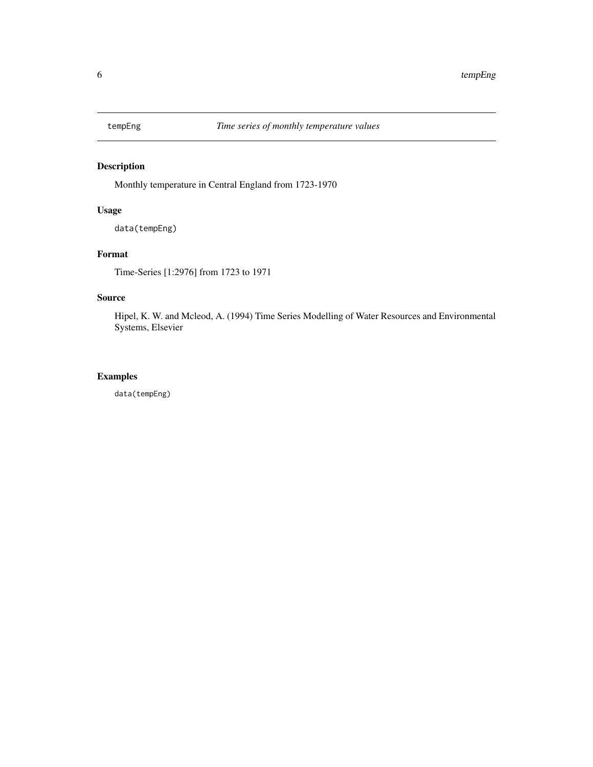tempEng *Time series of monthly temperature values*

## Description

Monthly temperature in Central England from 1723-1970

## Usage

```
data(tempEng)
```

## Format

Time-Series [1:2976] from 1723 to 1971

## Source

Hipel, K. W. and Mcleod, A. (1994) Time Series Modelling of Water Resources and Environmental Systems, Elsevier

## Examples

```
data(tempEng)
```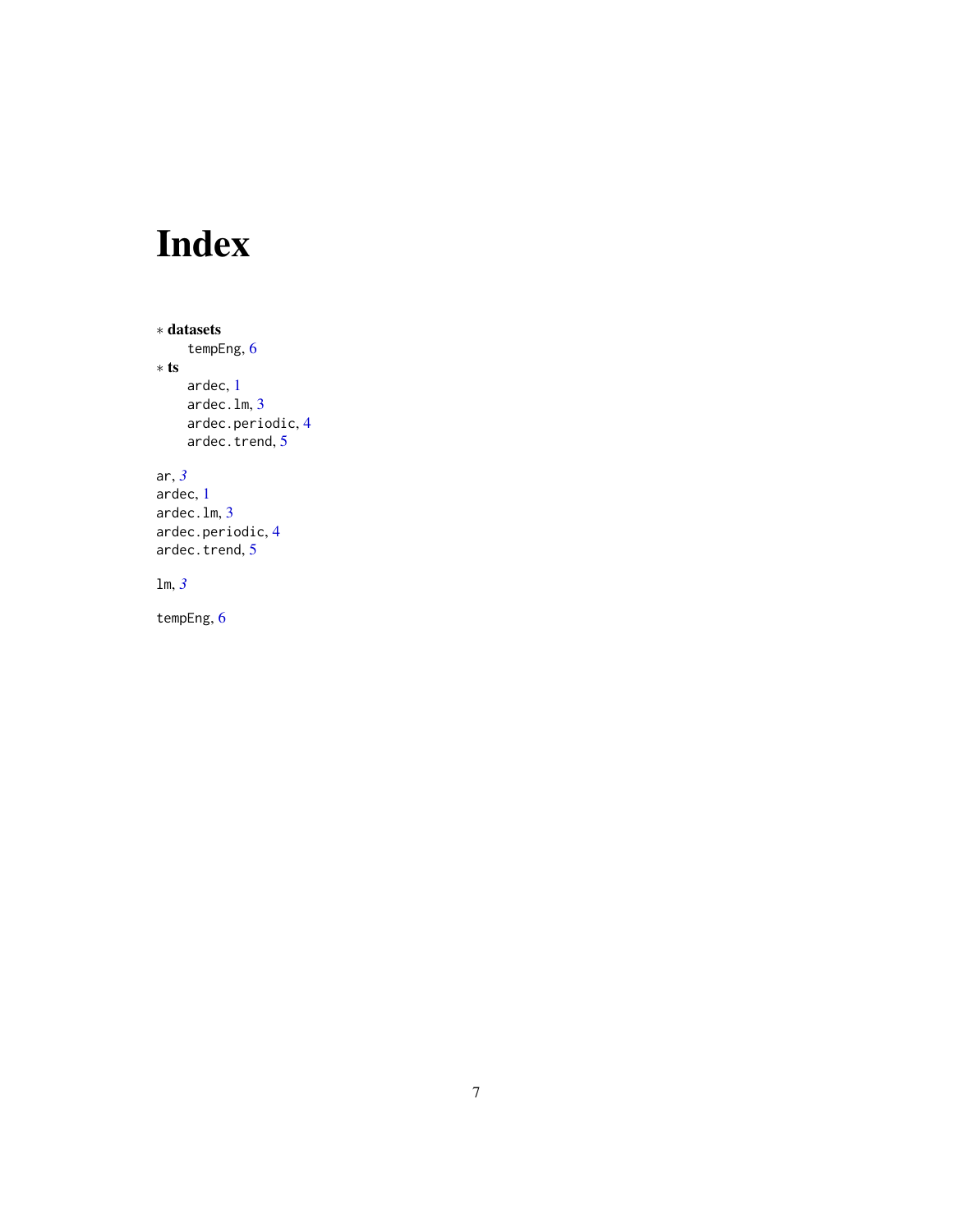# Index

∗ **datasets**
    tempEng, 6

∗ **ts**
    ardec, 1
    ardec.lm, 3
    ardec.periodic, 4
    ardec.trend, 5

ar, *3*
ardec, 1
ardec.lm, 3
ardec.periodic, 4
ardec.trend, 5

lm, *3*

tempEng, 6